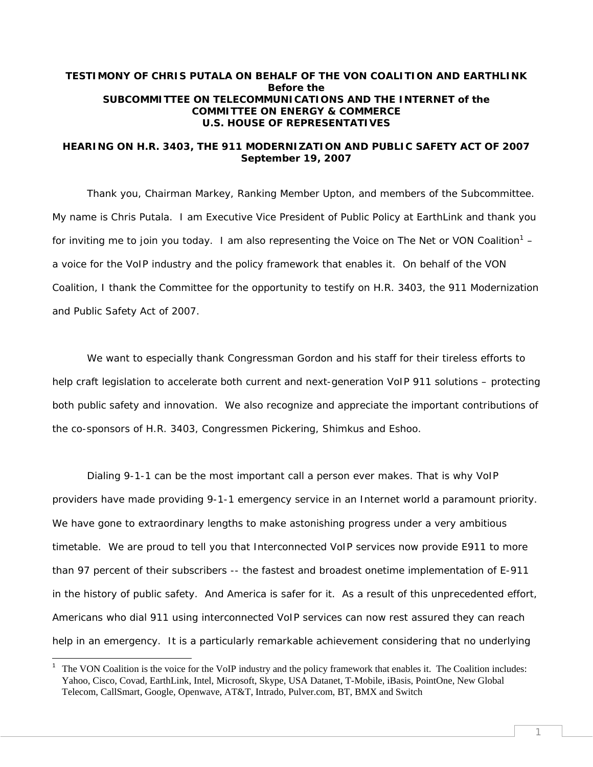**TESTIMONY OF CHRIS PUTALA ON BEHALF OF THE VON COALITION AND EARTHLINK**
**Before the**
**SUBCOMMITTEE ON TELECOMMUNICATIONS AND THE INTERNET of the**
**COMMITTEE ON ENERGY & COMMERCE**
**U.S. HOUSE OF REPRESENTATIVES**

**HEARING ON H.R. 3403, THE 911 MODERNIZATION AND PUBLIC SAFETY ACT OF 2007**
**September 19, 2007**

Thank you, Chairman Markey, Ranking Member Upton, and members of the Subcommittee. My name is Chris Putala. I am Executive Vice President of Public Policy at EarthLink and thank you for inviting me to join you today. I am also representing the Voice on The Net or VON Coalition[1] – a voice for the VoIP industry and the policy framework that enables it. On behalf of the VON Coalition, I thank the Committee for the opportunity to testify on H.R. 3403, the 911 Modernization and Public Safety Act of 2007.

We want to especially thank Congressman Gordon and his staff for their tireless efforts to help craft legislation to accelerate both current and next-generation VoIP 911 solutions – protecting both public safety and innovation. We also recognize and appreciate the important contributions of the co-sponsors of H.R. 3403, Congressmen Pickering, Shimkus and Eshoo.

Dialing 9-1-1 can be the most important call a person ever makes. That is why VoIP providers have made providing 9-1-1 emergency service in an Internet world a paramount priority. We have gone to extraordinary lengths to make astonishing progress under a very ambitious timetable. We are proud to tell you that Interconnected VoIP services now provide E911 to more than 97 percent of their subscribers -- the fastest and broadest onetime implementation of E-911 in the history of public safety. And America is safer for it. As a result of this unprecedented effort, Americans who dial 911 using interconnected VoIP services can now rest assured they can reach help in an emergency. It is a particularly remarkable achievement considering that no underlying

[1] The VON Coalition is the voice for the VoIP industry and the policy framework that enables it. The Coalition includes: Yahoo, Cisco, Covad, EarthLink, Intel, Microsoft, Skype, USA Datanet, T-Mobile, iBasis, PointOne, New Global Telecom, CallSmart, Google, Openwave, AT&T, Intrado, Pulver.com, BT, BMX and Switch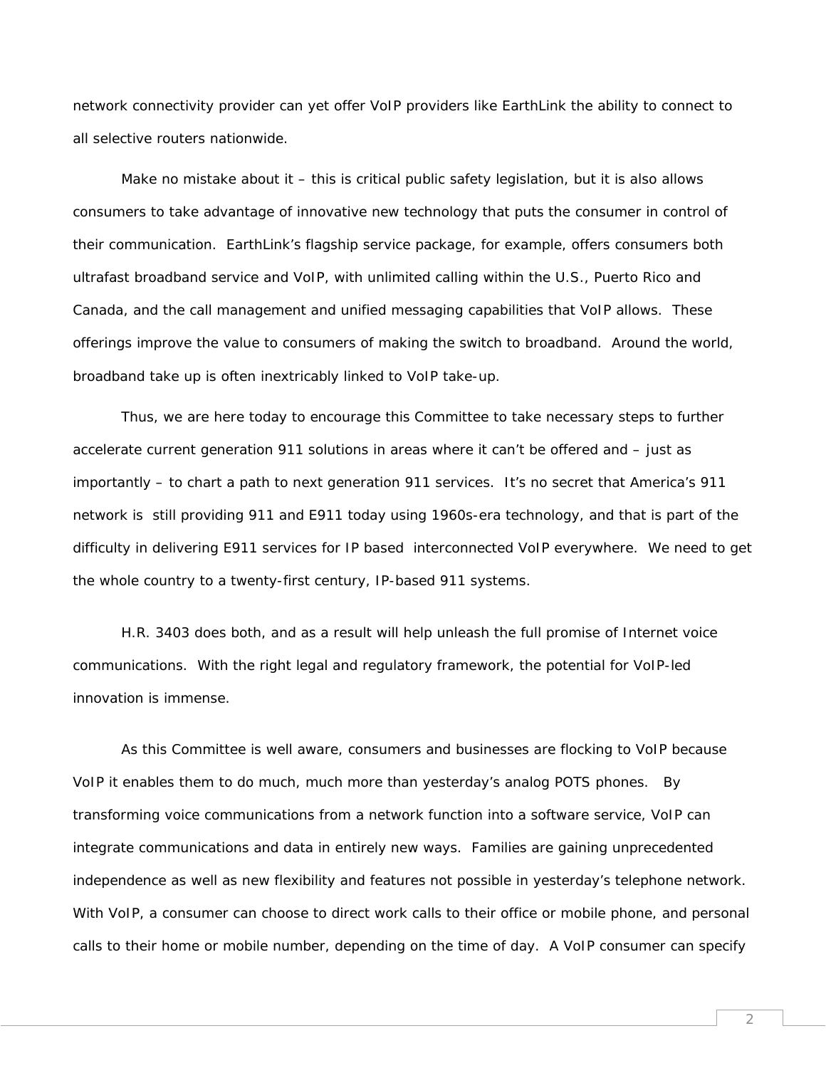network connectivity provider can yet offer VoIP providers like EarthLink the ability to connect to all selective routers nationwide.

Make no mistake about it – this is critical public safety legislation, but it is also allows consumers to take advantage of innovative new technology that puts the consumer in control of their communication. EarthLink's flagship service package, for example, offers consumers both ultrafast broadband service and VoIP, with unlimited calling within the U.S., Puerto Rico and Canada, and the call management and unified messaging capabilities that VoIP allows. These offerings improve the value to consumers of making the switch to broadband. Around the world, broadband take up is often inextricably linked to VoIP take-up.

Thus, we are here today to encourage this Committee to take necessary steps to further accelerate current generation 911 solutions in areas where it can't be offered and – just as importantly – to chart a path to next generation 911 services. It's no secret that America's 911 network is still providing 911 and E911 today using 1960s-era technology, and that is part of the difficulty in delivering E911 services for IP based interconnected VoIP everywhere. We need to get the whole country to a twenty-first century, IP-based 911 systems.

H.R. 3403 does both, and as a result will help unleash the full promise of Internet voice communications. With the right legal and regulatory framework, the potential for VoIP-led innovation is immense.

As this Committee is well aware, consumers and businesses are flocking to VoIP because VoIP it enables them to do much, much more than yesterday's analog POTS phones. By transforming voice communications from a network function into a software service, VoIP can integrate communications and data in entirely new ways. Families are gaining unprecedented independence as well as new flexibility and features not possible in yesterday's telephone network. With VoIP, a consumer can choose to direct work calls to their office or mobile phone, and personal calls to their home or mobile number, depending on the time of day. A VoIP consumer can specify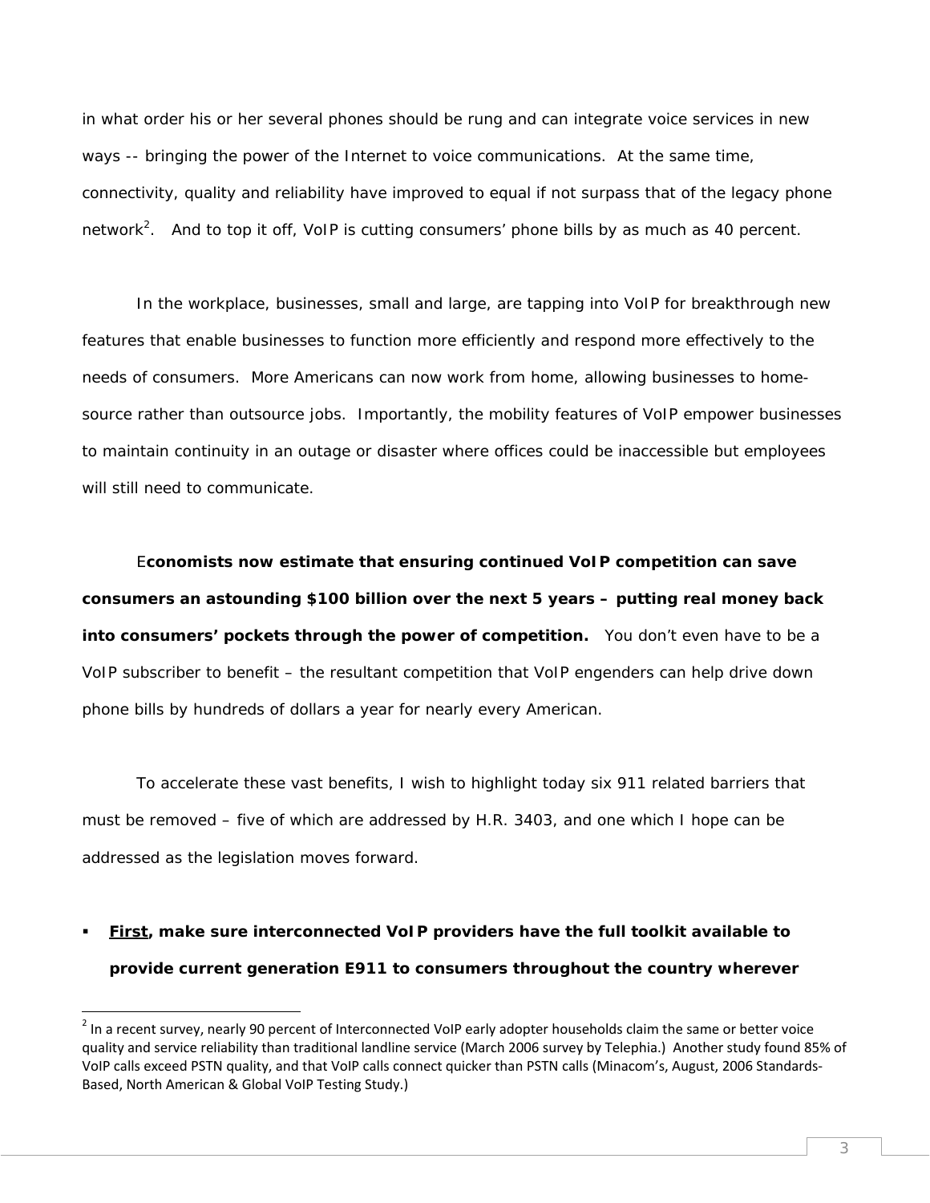in what order his or her several phones should be rung and can integrate voice services in new ways -- bringing the power of the Internet to voice communications. At the same time, connectivity, quality and reliability have improved to equal if not surpass that of the legacy phone network[2]. And to top it off, VoIP is cutting consumers' phone bills by as much as 40 percent.

In the workplace, businesses, small and large, are tapping into VoIP for breakthrough new features that enable businesses to function more efficiently and respond more effectively to the needs of consumers. More Americans can now work from home, allowing businesses to home-source rather than outsource jobs. Importantly, the mobility features of VoIP empower businesses to maintain continuity in an outage or disaster where offices could be inaccessible but employees will still need to communicate.

E**conomists now estimate that ensuring continued VoIP competition can save consumers an astounding $100 billion over the next 5 years – putting real money back into consumers' pockets through the power of competition.** You don't even have to be a VoIP subscriber to benefit – the resultant competition that VoIP engenders can help drive down phone bills by hundreds of dollars a year for nearly every American.

To accelerate these vast benefits, I wish to highlight today six 911 related barriers that must be removed – five of which are addressed by H.R. 3403, and one which I hope can be addressed as the legislation moves forward.

- **<u>First</u>, make sure interconnected VoIP providers have the full toolkit available to provide current generation E911 to consumers throughout the country wherever**

---

[2] In a recent survey, nearly 90 percent of Interconnected VoIP early adopter households claim the same or better voice quality and service reliability than traditional landline service (March 2006 survey by Telephia.) Another study found 85% of VoIP calls exceed PSTN quality, and that VoIP calls connect quicker than PSTN calls (Minacom's, August, 2006 Standards-Based, North American & Global VoIP Testing Study.)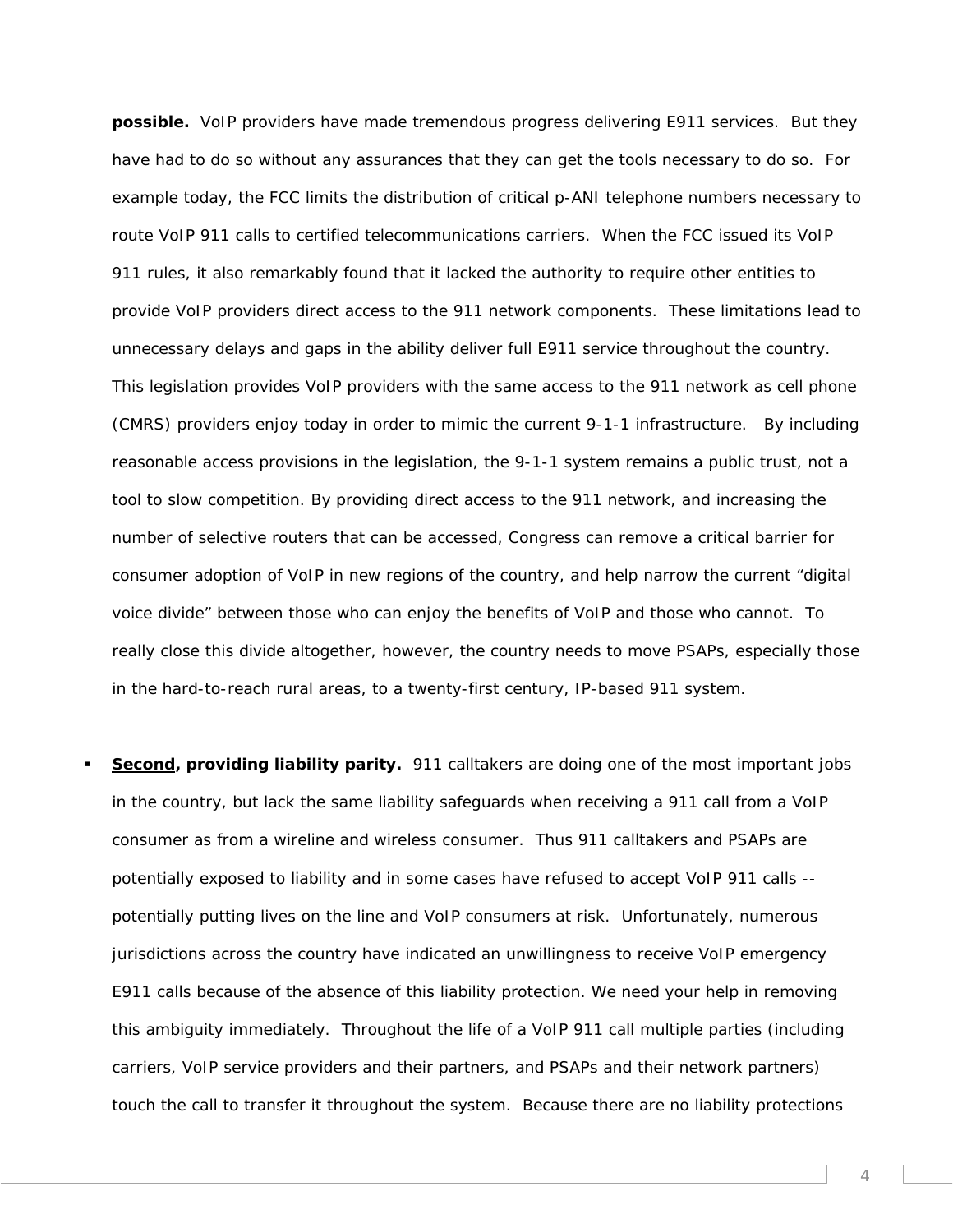**possible.** VoIP providers have made tremendous progress delivering E911 services. But they have had to do so without any assurances that they can get the tools necessary to do so. For example today, the FCC limits the distribution of critical p-ANI telephone numbers necessary to route VoIP 911 calls to certified telecommunications carriers. When the FCC issued its VoIP 911 rules, it also remarkably found that it lacked the authority to require other entities to provide VoIP providers direct access to the 911 network components. These limitations lead to unnecessary delays and gaps in the ability deliver full E911 service throughout the country. This legislation provides VoIP providers with the same access to the 911 network as cell phone (CMRS) providers enjoy today in order to mimic the current 9-1-1 infrastructure. By including reasonable access provisions in the legislation, the 9-1-1 system remains a public trust, not a tool to slow competition. By providing direct access to the 911 network, and increasing the number of selective routers that can be accessed, Congress can remove a critical barrier for consumer adoption of VoIP in new regions of the country, and help narrow the current "digital voice divide" between those who can enjoy the benefits of VoIP and those who cannot. To really close this divide altogether, however, the country needs to move PSAPs, especially those in the hard-to-reach rural areas, to a twenty-first century, IP-based 911 system.

- **<u>Second</u>, providing liability parity.** 911 calltakers are doing one of the most important jobs in the country, but lack the same liability safeguards when receiving a 911 call from a VoIP consumer as from a wireline and wireless consumer. Thus 911 calltakers and PSAPs are potentially exposed to liability and in some cases have refused to accept VoIP 911 calls -- potentially putting lives on the line and VoIP consumers at risk. Unfortunately, numerous jurisdictions across the country have indicated an unwillingness to receive VoIP emergency E911 calls because of the absence of this liability protection. We need your help in removing this ambiguity immediately. Throughout the life of a VoIP 911 call multiple parties (including carriers, VoIP service providers and their partners, and PSAPs and their network partners) touch the call to transfer it throughout the system. Because there are no liability protections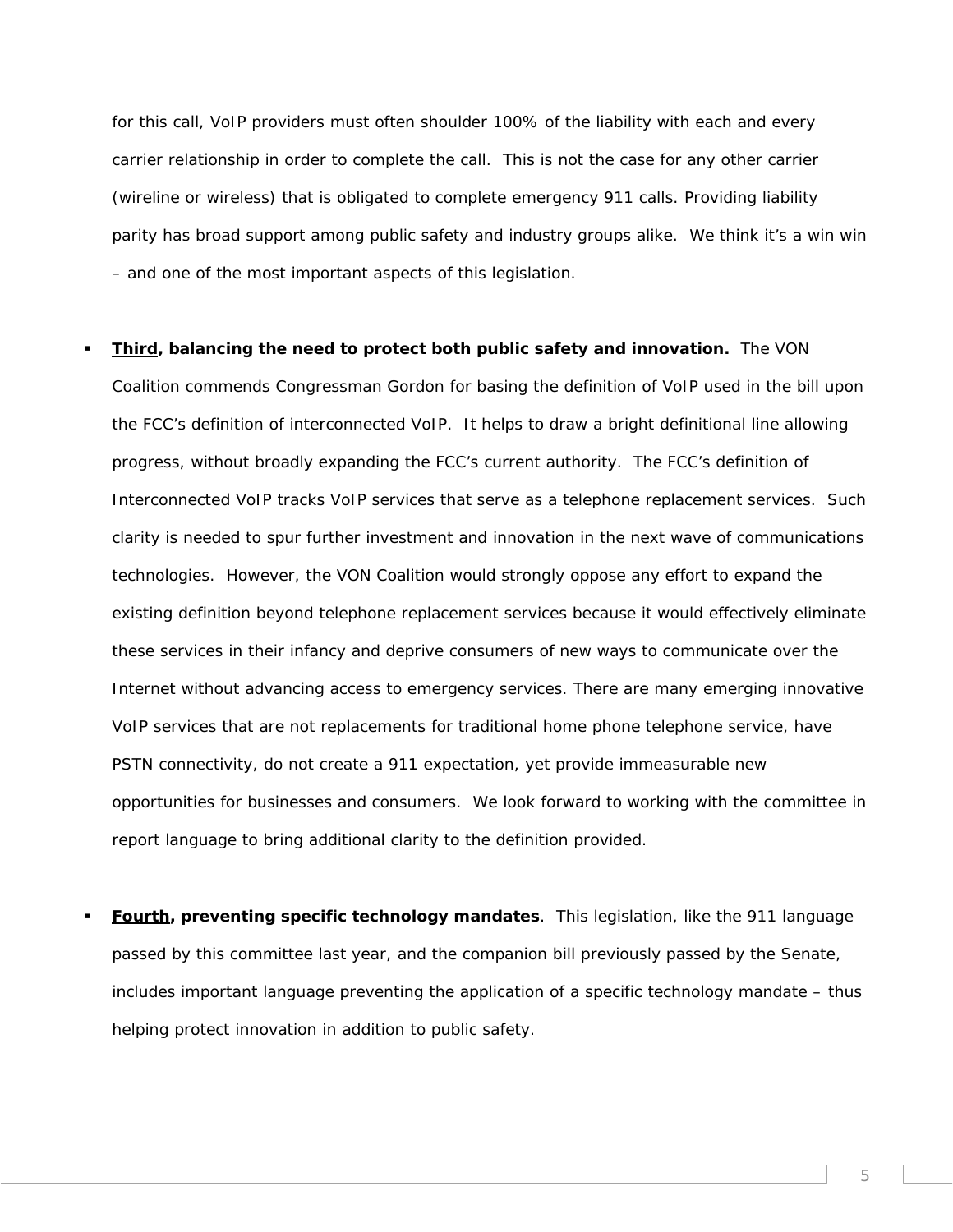for this call, VoIP providers must often shoulder 100% of the liability with each and every carrier relationship in order to complete the call. This is not the case for any other carrier (wireline or wireless) that is obligated to complete emergency 911 calls. Providing liability parity has broad support among public safety and industry groups alike. We think it's a win win – and one of the most important aspects of this legislation.

- **<u>Third</u>, balancing the need to protect both public safety and innovation.** The VON Coalition commends Congressman Gordon for basing the definition of VoIP used in the bill upon the FCC's definition of interconnected VoIP. It helps to draw a bright definitional line allowing progress, without broadly expanding the FCC's current authority. The FCC's definition of Interconnected VoIP tracks VoIP services that serve as a telephone replacement services. Such clarity is needed to spur further investment and innovation in the next wave of communications technologies. However, the VON Coalition would strongly oppose any effort to expand the existing definition beyond telephone replacement services because it would effectively eliminate these services in their infancy and deprive consumers of new ways to communicate over the Internet without advancing access to emergency services. There are many emerging innovative VoIP services that are not replacements for traditional home phone telephone service, have PSTN connectivity, do not create a 911 expectation, yet provide immeasurable new opportunities for businesses and consumers. We look forward to working with the committee in report language to bring additional clarity to the definition provided.

- **<u>Fourth</u>, preventing specific technology mandates**. This legislation, like the 911 language passed by this committee last year, and the companion bill previously passed by the Senate, includes important language preventing the application of a specific technology mandate – thus helping protect innovation in addition to public safety.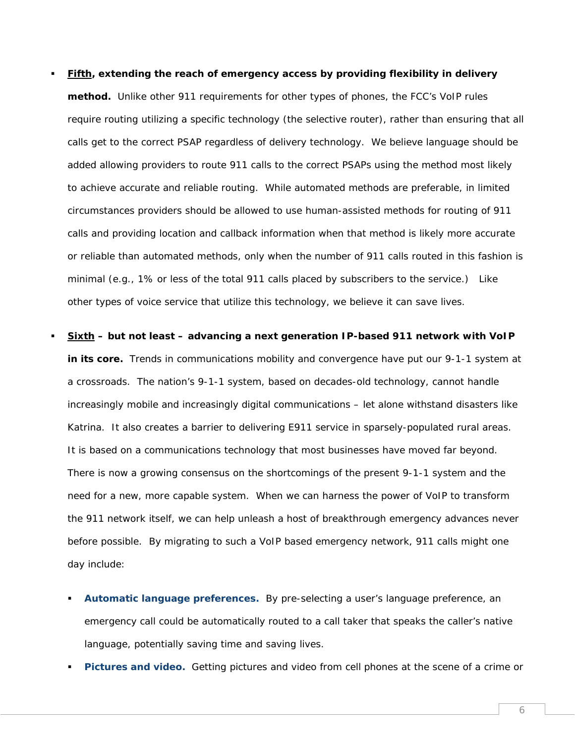- **<u>Fifth</u>, extending the reach of emergency access by providing flexibility in delivery method.** Unlike other 911 requirements for other types of phones, the FCC's VoIP rules require routing utilizing a specific technology (the selective router), rather than ensuring that all calls get to the correct PSAP regardless of delivery technology. We believe language should be added allowing providers to route 911 calls to the correct PSAPs using the method most likely to achieve accurate and reliable routing. While automated methods are preferable, in limited circumstances providers should be allowed to use human-assisted methods for routing of 911 calls and providing location and callback information when that method is likely more accurate or reliable than automated methods, only when the number of 911 calls routed in this fashion is minimal (e.g., 1% or less of the total 911 calls placed by subscribers to the service.) Like other types of voice service that utilize this technology, we believe it can save lives.

- **<u>Sixth</u> – but not least – advancing a next generation IP-based 911 network with VoIP in its core.** Trends in communications mobility and convergence have put our 9-1-1 system at a crossroads. The nation's 9-1-1 system, based on decades-old technology, cannot handle increasingly mobile and increasingly digital communications – let alone withstand disasters like Katrina. It also creates a barrier to delivering E911 service in sparsely-populated rural areas. It is based on a communications technology that most businesses have moved far beyond. There is now a growing consensus on the shortcomings of the present 9-1-1 system and the need for a new, more capable system. When we can harness the power of VoIP to transform the 911 network itself, we can help unleash a host of breakthrough emergency advances never before possible. By migrating to such a VoIP based emergency network, 911 calls might one day include:

  - **Automatic language preferences.** By pre-selecting a user's language preference, an emergency call could be automatically routed to a call taker that speaks the caller's native language, potentially saving time and saving lives.
  - **Pictures and video.** Getting pictures and video from cell phones at the scene of a crime or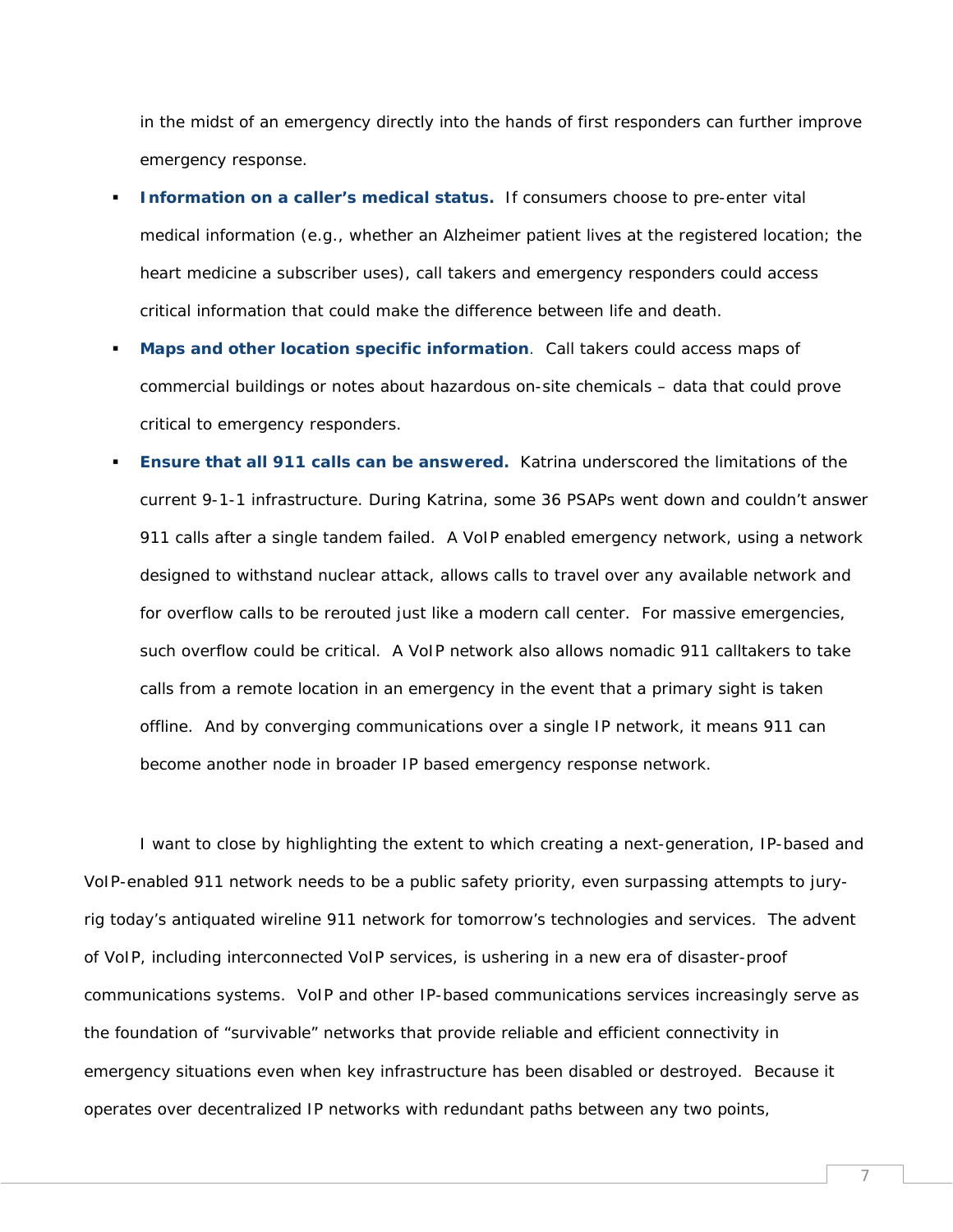in the midst of an emergency directly into the hands of first responders can further improve emergency response.

- **Information on a caller's medical status.** If consumers choose to pre-enter vital medical information (e.g., whether an Alzheimer patient lives at the registered location; the heart medicine a subscriber uses), call takers and emergency responders could access critical information that could make the difference between life and death.
- **Maps and other location specific information**. Call takers could access maps of commercial buildings or notes about hazardous on-site chemicals – data that could prove critical to emergency responders.
- **Ensure that all 911 calls can be answered.** Katrina underscored the limitations of the current 9-1-1 infrastructure. During Katrina, some 36 PSAPs went down and couldn't answer 911 calls after a single tandem failed. A VoIP enabled emergency network, using a network designed to withstand nuclear attack, allows calls to travel over any available network and for overflow calls to be rerouted just like a modern call center. For massive emergencies, such overflow could be critical. A VoIP network also allows nomadic 911 calltakers to take calls from a remote location in an emergency in the event that a primary sight is taken offline. And by converging communications over a single IP network, it means 911 can become another node in broader IP based emergency response network.

I want to close by highlighting the extent to which creating a next-generation, IP-based and VoIP-enabled 911 network needs to be a public safety priority, even surpassing attempts to jury-rig today's antiquated wireline 911 network for tomorrow's technologies and services. The advent of VoIP, including interconnected VoIP services, is ushering in a new era of disaster-proof communications systems. VoIP and other IP-based communications services increasingly serve as the foundation of "survivable" networks that provide reliable and efficient connectivity in emergency situations even when key infrastructure has been disabled or destroyed. Because it operates over decentralized IP networks with redundant paths between any two points,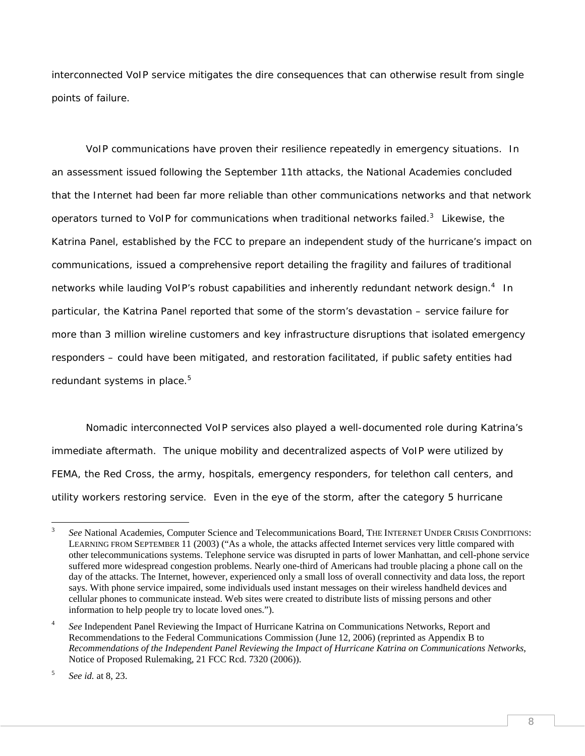interconnected VoIP service mitigates the dire consequences that can otherwise result from single points of failure.

VoIP communications have proven their resilience repeatedly in emergency situations. In an assessment issued following the September 11th attacks, the National Academies concluded that the Internet had been far more reliable than other communications networks and that network operators turned to VoIP for communications when traditional networks failed.[3] Likewise, the Katrina Panel, established by the FCC to prepare an independent study of the hurricane's impact on communications, issued a comprehensive report detailing the fragility and failures of traditional networks while lauding VoIP's robust capabilities and inherently redundant network design.[4] In particular, the Katrina Panel reported that some of the storm's devastation – service failure for more than 3 million wireline customers and key infrastructure disruptions that isolated emergency responders – could have been mitigated, and restoration facilitated, if public safety entities had redundant systems in place.[5]

Nomadic interconnected VoIP services also played a well-documented role during Katrina's immediate aftermath. The unique mobility and decentralized aspects of VoIP were utilized by FEMA, the Red Cross, the army, hospitals, emergency responders, for telethon call centers, and utility workers restoring service. Even in the eye of the storm, after the category 5 hurricane

---

[3] *See* National Academies, Computer Science and Telecommunications Board, THE INTERNET UNDER CRISIS CONDITIONS: LEARNING FROM SEPTEMBER 11 (2003) ("As a whole, the attacks affected Internet services very little compared with other telecommunications systems. Telephone service was disrupted in parts of lower Manhattan, and cell-phone service suffered more widespread congestion problems. Nearly one-third of Americans had trouble placing a phone call on the day of the attacks. The Internet, however, experienced only a small loss of overall connectivity and data loss, the report says. With phone service impaired, some individuals used instant messages on their wireless handheld devices and cellular phones to communicate instead. Web sites were created to distribute lists of missing persons and other information to help people try to locate loved ones.").

[4] *See* Independent Panel Reviewing the Impact of Hurricane Katrina on Communications Networks, Report and Recommendations to the Federal Communications Commission (June 12, 2006) (reprinted as Appendix B to *Recommendations of the Independent Panel Reviewing the Impact of Hurricane Katrina on Communications Networks*, Notice of Proposed Rulemaking, 21 FCC Rcd. 7320 (2006)).

[5] *See id.* at 8, 23.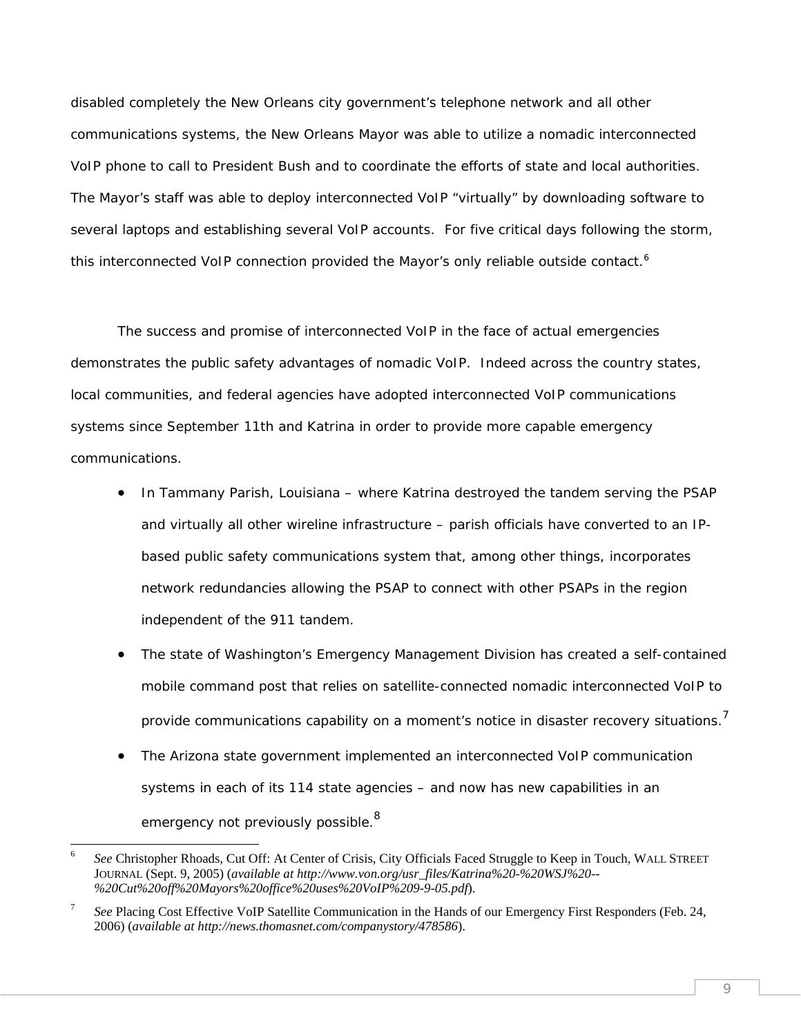disabled completely the New Orleans city government's telephone network and all other communications systems, the New Orleans Mayor was able to utilize a nomadic interconnected VoIP phone to call to President Bush and to coordinate the efforts of state and local authorities. The Mayor's staff was able to deploy interconnected VoIP "virtually" by downloading software to several laptops and establishing several VoIP accounts. For five critical days following the storm, this interconnected VoIP connection provided the Mayor's only reliable outside contact.[6]

The success and promise of interconnected VoIP in the face of actual emergencies demonstrates the public safety advantages of nomadic VoIP. Indeed across the country states, local communities, and federal agencies have adopted interconnected VoIP communications systems since September 11th and Katrina in order to provide more capable emergency communications.

- In Tammany Parish, Louisiana – where Katrina destroyed the tandem serving the PSAP and virtually all other wireline infrastructure – parish officials have converted to an IP-based public safety communications system that, among other things, incorporates network redundancies allowing the PSAP to connect with other PSAPs in the region independent of the 911 tandem.
- The state of Washington's Emergency Management Division has created a self-contained mobile command post that relies on satellite-connected nomadic interconnected VoIP to provide communications capability on a moment's notice in disaster recovery situations.[7]
- The Arizona state government implemented an interconnected VoIP communication systems in each of its 114 state agencies – and now has new capabilities in an emergency not previously possible.[8]

---

[6] *See* Christopher Rhoads, Cut Off: At Center of Crisis, City Officials Faced Struggle to Keep in Touch, WALL STREET JOURNAL (Sept. 9, 2005) (*available at http://www.von.org/usr_files/Katrina%20-%20WSJ%20--%20Cut%20off%20Mayors%20office%20uses%20VoIP%209-9-05.pdf*).

[7] *See* Placing Cost Effective VoIP Satellite Communication in the Hands of our Emergency First Responders (Feb. 24, 2006) (*available at http://news.thomasnet.com/companystory/478586*).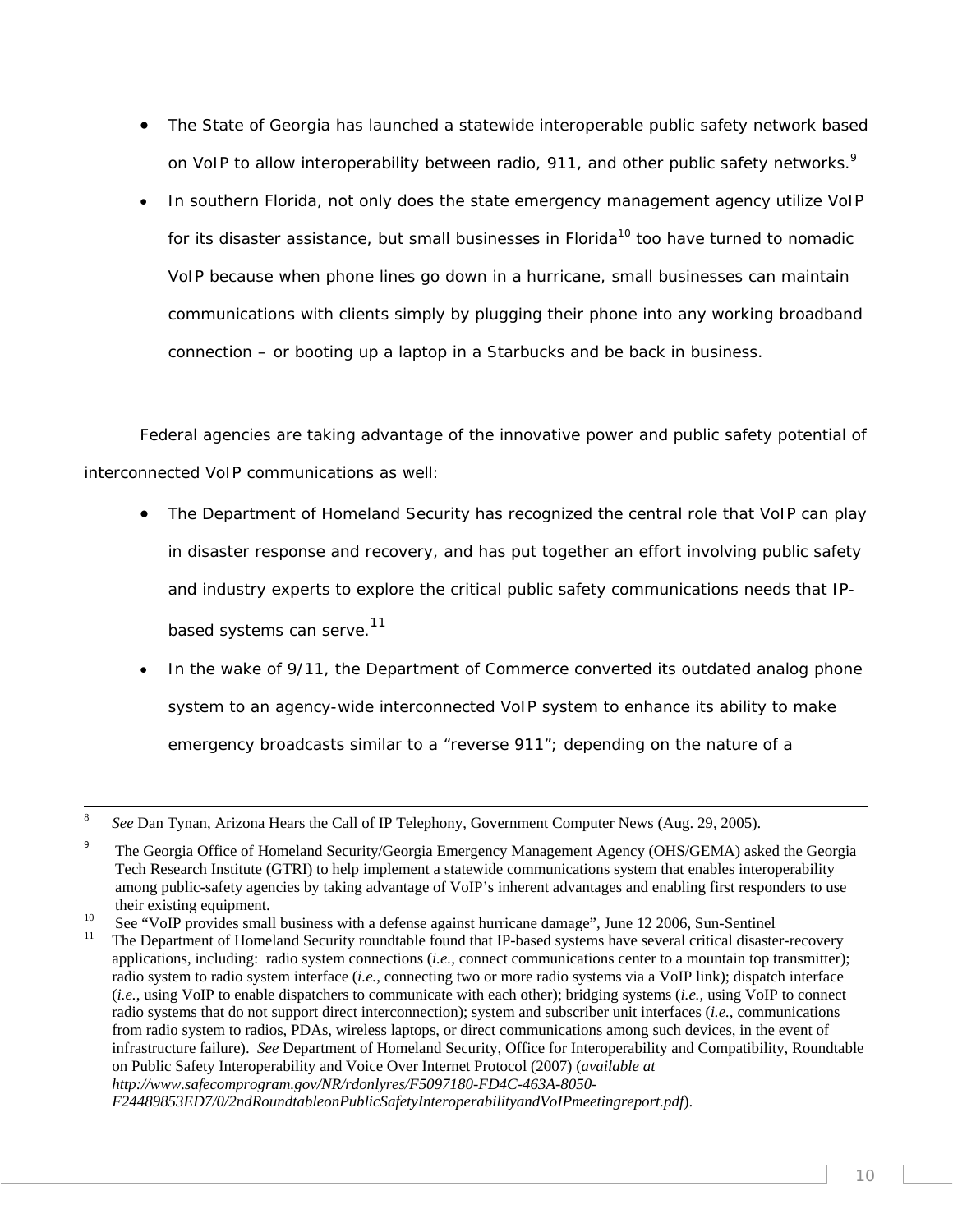- The State of Georgia has launched a statewide interoperable public safety network based on VoIP to allow interoperability between radio, 911, and other public safety networks.[9]
- In southern Florida, not only does the state emergency management agency utilize VoIP for its disaster assistance, but small businesses in Florida[10] too have turned to nomadic VoIP because when phone lines go down in a hurricane, small businesses can maintain communications with clients simply by plugging their phone into any working broadband connection – or booting up a laptop in a Starbucks and be back in business.

Federal agencies are taking advantage of the innovative power and public safety potential of interconnected VoIP communications as well:

- The Department of Homeland Security has recognized the central role that VoIP can play in disaster response and recovery, and has put together an effort involving public safety and industry experts to explore the critical public safety communications needs that IP-based systems can serve.[11]
- In the wake of 9/11, the Department of Commerce converted its outdated analog phone system to an agency-wide interconnected VoIP system to enhance its ability to make emergency broadcasts similar to a "reverse 911"; depending on the nature of a

---

[8] *See* Dan Tynan, Arizona Hears the Call of IP Telephony, Government Computer News (Aug. 29, 2005).

[9] The Georgia Office of Homeland Security/Georgia Emergency Management Agency (OHS/GEMA) asked the Georgia Tech Research Institute (GTRI) to help implement a statewide communications system that enables interoperability among public-safety agencies by taking advantage of VoIP's inherent advantages and enabling first responders to use their existing equipment.

[10] See "VoIP provides small business with a defense against hurricane damage", June 12 2006, Sun-Sentinel

[11] The Department of Homeland Security roundtable found that IP-based systems have several critical disaster-recovery applications, including: radio system connections (*i.e.*, connect communications center to a mountain top transmitter); radio system to radio system interface (*i.e.*, connecting two or more radio systems via a VoIP link); dispatch interface (*i.e.*, using VoIP to enable dispatchers to communicate with each other); bridging systems (*i.e.*, using VoIP to connect radio systems that do not support direct interconnection); system and subscriber unit interfaces (*i.e.*, communications from radio system to radios, PDAs, wireless laptops, or direct communications among such devices, in the event of infrastructure failure). *See* Department of Homeland Security, Office for Interoperability and Compatibility, Roundtable on Public Safety Interoperability and Voice Over Internet Protocol (2007) (*available at http://www.safecomprogram.gov/NR/rdonlyres/F5097180-FD4C-463A-8050-F24489853ED7/0/2ndRoundtableonPublicSafetyInteroperabilityandVoIPmeetingreport.pdf*).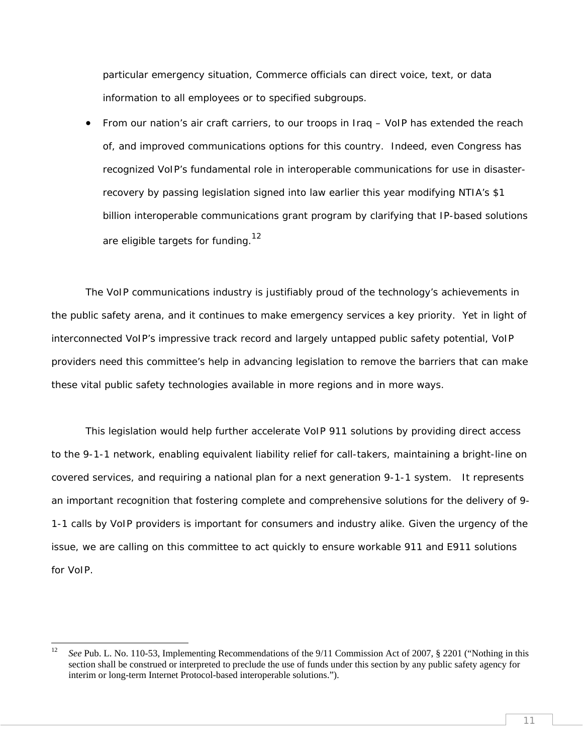particular emergency situation, Commerce officials can direct voice, text, or data information to all employees or to specified subgroups.

- From our nation's air craft carriers, to our troops in Iraq – VoIP has extended the reach of, and improved communications options for this country. Indeed, even Congress has recognized VoIP's fundamental role in interoperable communications for use in disaster-recovery by passing legislation signed into law earlier this year modifying NTIA's $1 billion interoperable communications grant program by clarifying that IP-based solutions are eligible targets for funding.[12]

The VoIP communications industry is justifiably proud of the technology's achievements in the public safety arena, and it continues to make emergency services a key priority. Yet in light of interconnected VoIP's impressive track record and largely untapped public safety potential, VoIP providers need this committee's help in advancing legislation to remove the barriers that can make these vital public safety technologies available in more regions and in more ways.

This legislation would help further accelerate VoIP 911 solutions by providing direct access to the 9-1-1 network, enabling equivalent liability relief for call-takers, maintaining a bright-line on covered services, and requiring a national plan for a next generation 9-1-1 system. It represents an important recognition that fostering complete and comprehensive solutions for the delivery of 9-1-1 calls by VoIP providers is important for consumers and industry alike. Given the urgency of the issue, we are calling on this committee to act quickly to ensure workable 911 and E911 solutions for VoIP.

---

[12] *See* Pub. L. No. 110-53, Implementing Recommendations of the 9/11 Commission Act of 2007, § 2201 ("Nothing in this section shall be construed or interpreted to preclude the use of funds under this section by any public safety agency for interim or long-term Internet Protocol-based interoperable solutions.").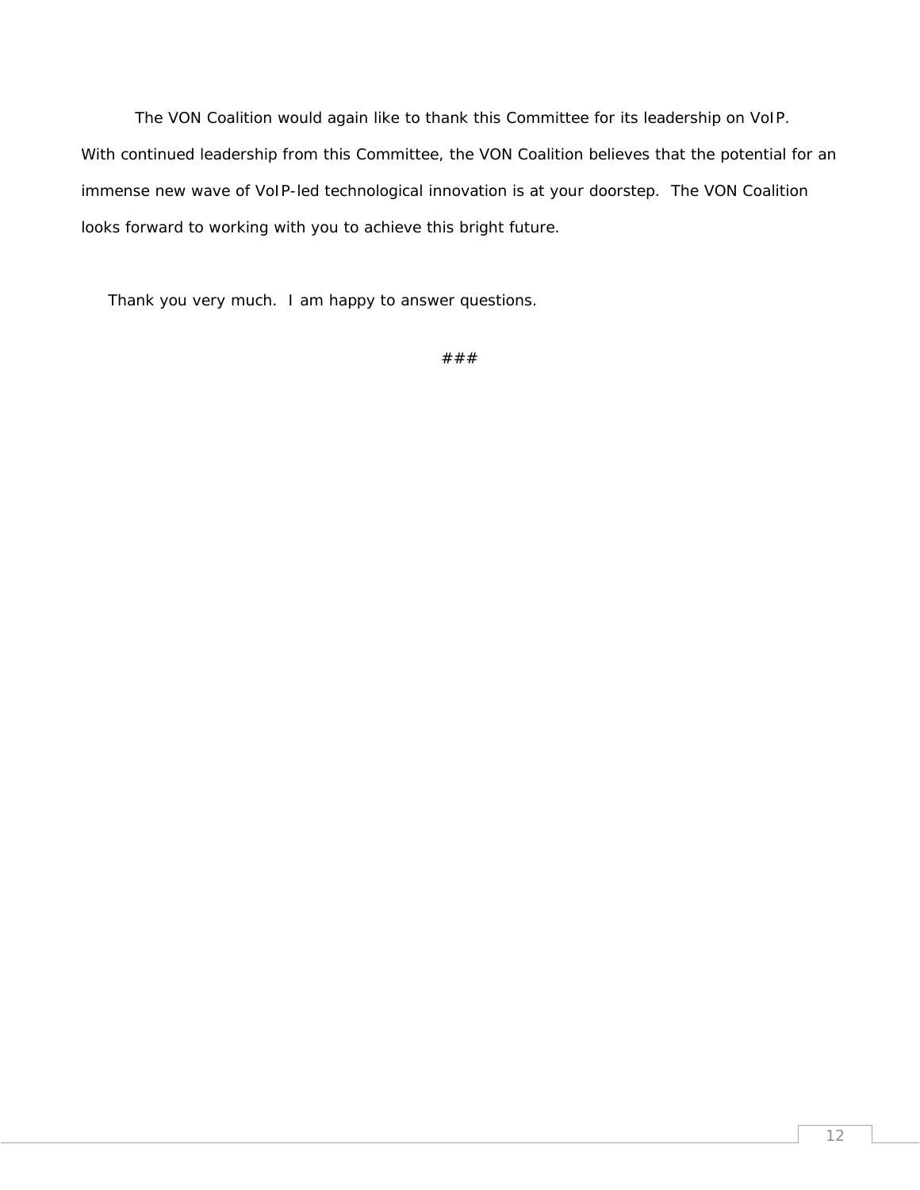The VON Coalition would again like to thank this Committee for its leadership on VoIP. With continued leadership from this Committee, the VON Coalition believes that the potential for an immense new wave of VoIP-led technological innovation is at your doorstep. The VON Coalition looks forward to working with you to achieve this bright future.

Thank you very much. I am happy to answer questions.

###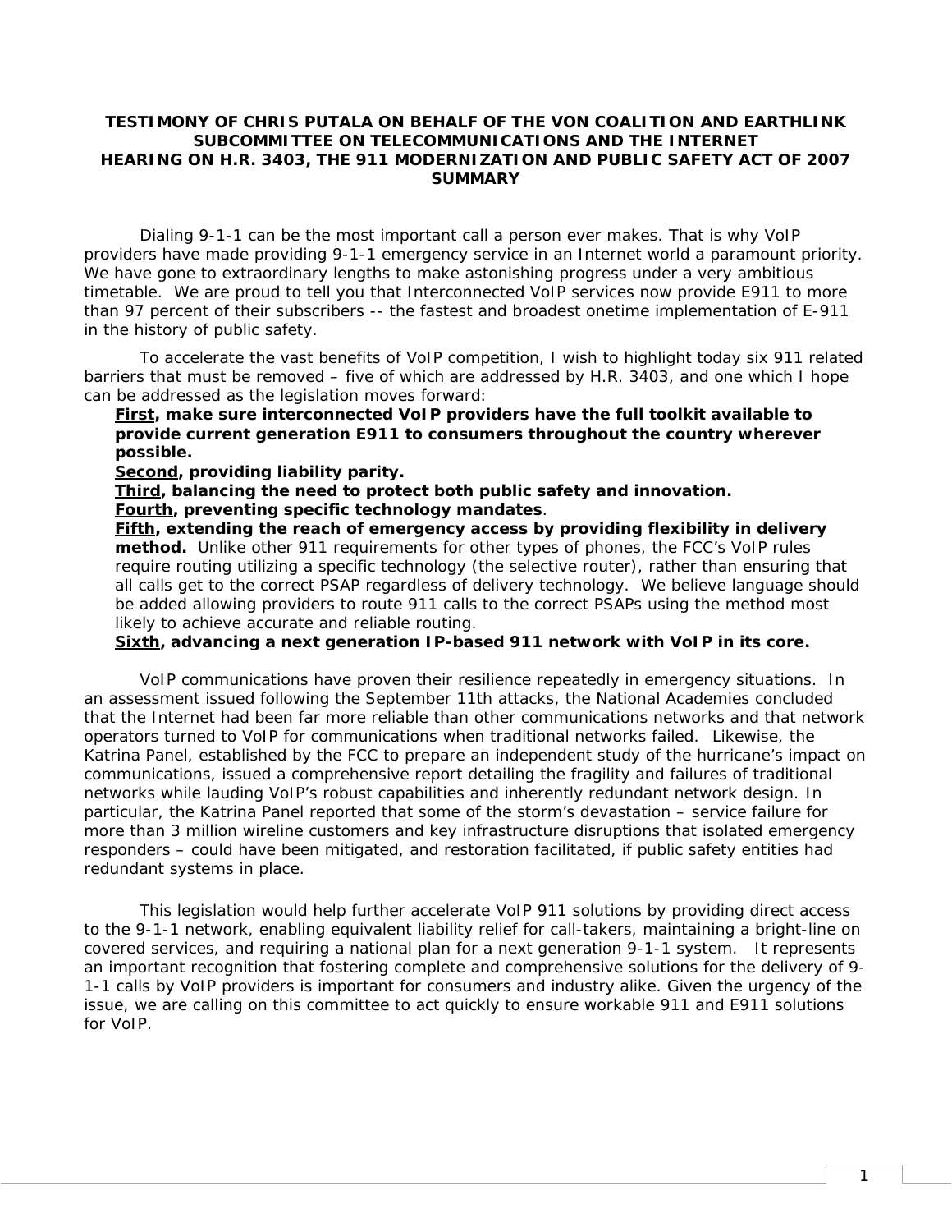**TESTIMONY OF CHRIS PUTALA ON BEHALF OF THE VON COALITION AND EARTHLINK SUBCOMMITTEE ON TELECOMMUNICATIONS AND THE INTERNET HEARING ON H.R. 3403, THE 911 MODERNIZATION AND PUBLIC SAFETY ACT OF 2007 SUMMARY**

Dialing 9-1-1 can be the most important call a person ever makes. That is why VoIP providers have made providing 9-1-1 emergency service in an Internet world a paramount priority. We have gone to extraordinary lengths to make astonishing progress under a very ambitious timetable. We are proud to tell you that Interconnected VoIP services now provide E911 to more than 97 percent of their subscribers -- the fastest and broadest onetime implementation of E-911 in the history of public safety.

To accelerate the vast benefits of VoIP competition, I wish to highlight today six 911 related barriers that must be removed – five of which are addressed by H.R. 3403, and one which I hope can be addressed as the legislation moves forward:

**First, make sure interconnected VoIP providers have the full toolkit available to provide current generation E911 to consumers throughout the country wherever possible.**

**Second, providing liability parity.**

**Third, balancing the need to protect both public safety and innovation.**

**Fourth, preventing specific technology mandates**.

**Fifth, extending the reach of emergency access by providing flexibility in delivery method.** Unlike other 911 requirements for other types of phones, the FCC's VoIP rules require routing utilizing a specific technology (the selective router), rather than ensuring that all calls get to the correct PSAP regardless of delivery technology. We believe language should be added allowing providers to route 911 calls to the correct PSAPs using the method most likely to achieve accurate and reliable routing.

**Sixth, advancing a next generation IP-based 911 network with VoIP in its core.**

VoIP communications have proven their resilience repeatedly in emergency situations. In an assessment issued following the September 11th attacks, the National Academies concluded that the Internet had been far more reliable than other communications networks and that network operators turned to VoIP for communications when traditional networks failed. Likewise, the Katrina Panel, established by the FCC to prepare an independent study of the hurricane's impact on communications, issued a comprehensive report detailing the fragility and failures of traditional networks while lauding VoIP's robust capabilities and inherently redundant network design. In particular, the Katrina Panel reported that some of the storm's devastation – service failure for more than 3 million wireline customers and key infrastructure disruptions that isolated emergency responders – could have been mitigated, and restoration facilitated, if public safety entities had redundant systems in place.

This legislation would help further accelerate VoIP 911 solutions by providing direct access to the 9-1-1 network, enabling equivalent liability relief for call-takers, maintaining a bright-line on covered services, and requiring a national plan for a next generation 9-1-1 system. It represents an important recognition that fostering complete and comprehensive solutions for the delivery of 9-1-1 calls by VoIP providers is important for consumers and industry alike. Given the urgency of the issue, we are calling on this committee to act quickly to ensure workable 911 and E911 solutions for VoIP.